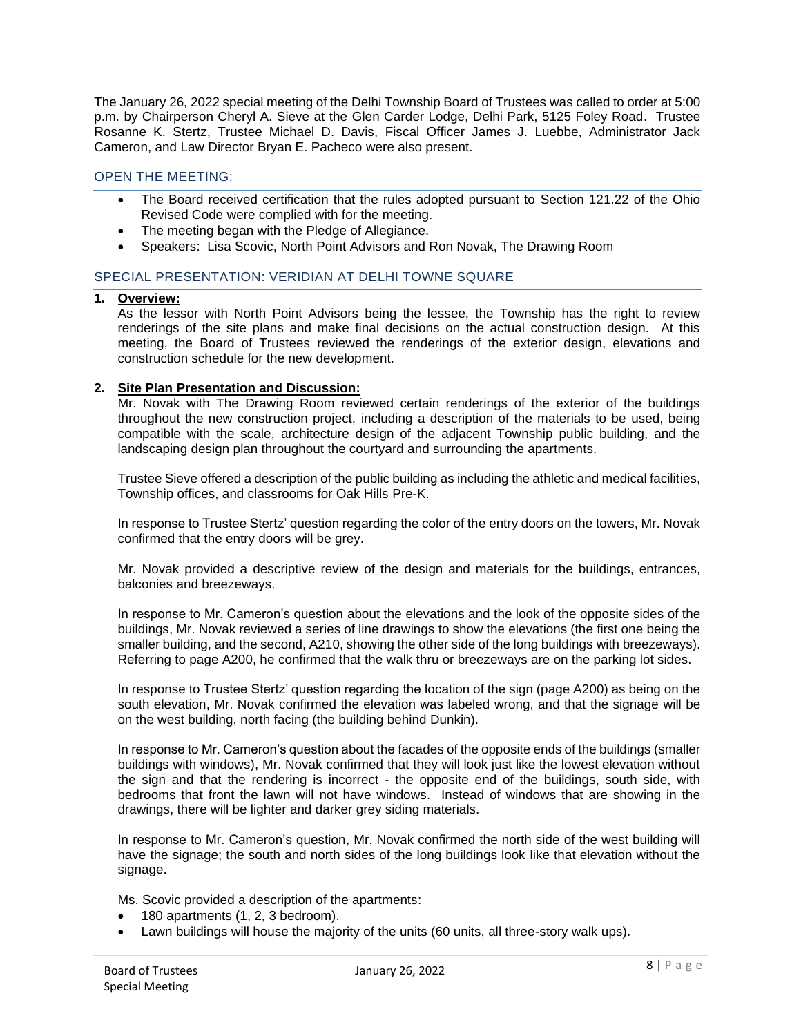The January 26, 2022 special meeting of the Delhi Township Board of Trustees was called to order at 5:00 p.m. by Chairperson Cheryl A. Sieve at the Glen Carder Lodge, Delhi Park, 5125 Foley Road. Trustee Rosanne K. Stertz, Trustee Michael D. Davis, Fiscal Officer James J. Luebbe, Administrator Jack Cameron, and Law Director Bryan E. Pacheco were also present.

## OPEN THE MEETING:

- The Board received certification that the rules adopted pursuant to Section 121.22 of the Ohio Revised Code were complied with for the meeting.
- The meeting began with the Pledge of Allegiance.
- Speakers: Lisa Scovic, North Point Advisors and Ron Novak, The Drawing Room

## SPECIAL PRESENTATION: VERIDIAN AT DELHI TOWNE SQUARE

**1. Overview:**

As the lessor with North Point Advisors being the lessee, the Township has the right to review renderings of the site plans and make final decisions on the actual construction design. At this meeting, the Board of Trustees reviewed the renderings of the exterior design, elevations and construction schedule for the new development.

**2. Site Plan Presentation and Discussion:**

Mr. Novak with The Drawing Room reviewed certain renderings of the exterior of the buildings throughout the new construction project, including a description of the materials to be used, being compatible with the scale, architecture design of the adjacent Township public building, and the landscaping design plan throughout the courtyard and surrounding the apartments.

Trustee Sieve offered a description of the public building as including the athletic and medical facilities, Township offices, and classrooms for Oak Hills Pre-K.

In response to Trustee Stertz' question regarding the color of the entry doors on the towers, Mr. Novak confirmed that the entry doors will be grey.

Mr. Novak provided a descriptive review of the design and materials for the buildings, entrances, balconies and breezeways.

In response to Mr. Cameron's question about the elevations and the look of the opposite sides of the buildings, Mr. Novak reviewed a series of line drawings to show the elevations (the first one being the smaller building, and the second, A210, showing the other side of the long buildings with breezeways). Referring to page A200, he confirmed that the walk thru or breezeways are on the parking lot sides.

In response to Trustee Stertz' question regarding the location of the sign (page A200) as being on the south elevation, Mr. Novak confirmed the elevation was labeled wrong, and that the signage will be on the west building, north facing (the building behind Dunkin).

In response to Mr. Cameron's question about the facades of the opposite ends of the buildings (smaller buildings with windows), Mr. Novak confirmed that they will look just like the lowest elevation without the sign and that the rendering is incorrect - the opposite end of the buildings, south side, with bedrooms that front the lawn will not have windows. Instead of windows that are showing in the drawings, there will be lighter and darker grey siding materials.

In response to Mr. Cameron's question, Mr. Novak confirmed the north side of the west building will have the signage; the south and north sides of the long buildings look like that elevation without the signage.

Ms. Scovic provided a description of the apartments:

- 180 apartments (1, 2, 3 bedroom).
- Lawn buildings will house the majority of the units (60 units, all three-story walk ups).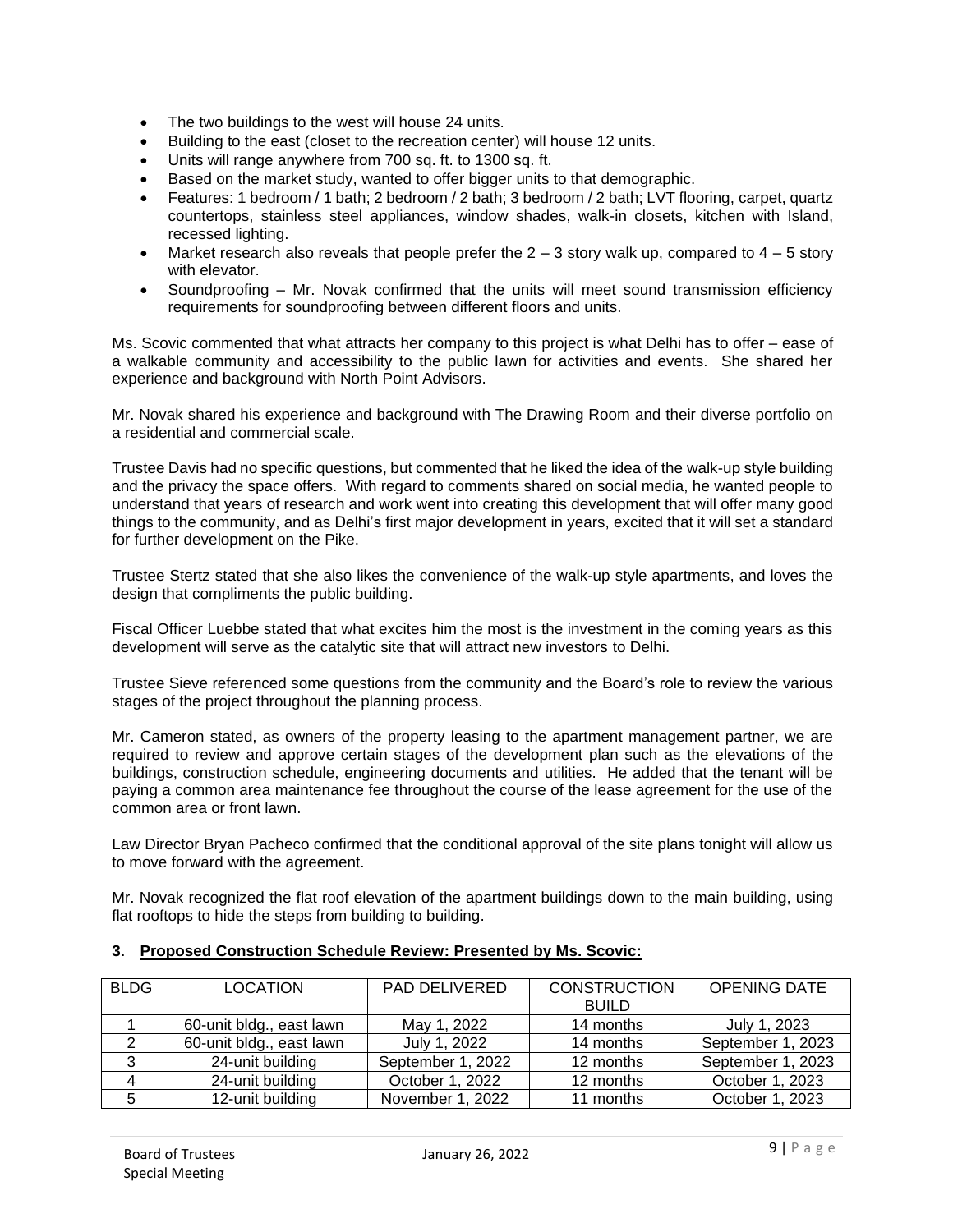- The two buildings to the west will house 24 units.
- Building to the east (closet to the recreation center) will house 12 units.
- Units will range anywhere from 700 sq. ft. to 1300 sq. ft.
- Based on the market study, wanted to offer bigger units to that demographic.
- Features: 1 bedroom / 1 bath; 2 bedroom / 2 bath; 3 bedroom / 2 bath; LVT flooring, carpet, quartz countertops, stainless steel appliances, window shades, walk-in closets, kitchen with Island, recessed lighting.
- Market research also reveals that people prefer the 2 – 3 story walk up, compared to 4 – 5 story with elevator.
- Soundproofing – Mr. Novak confirmed that the units will meet sound transmission efficiency requirements for soundproofing between different floors and units.

Ms. Scovic commented that what attracts her company to this project is what Delhi has to offer – ease of a walkable community and accessibility to the public lawn for activities and events. She shared her experience and background with North Point Advisors.

Mr. Novak shared his experience and background with The Drawing Room and their diverse portfolio on a residential and commercial scale.

Trustee Davis had no specific questions, but commented that he liked the idea of the walk-up style building and the privacy the space offers. With regard to comments shared on social media, he wanted people to understand that years of research and work went into creating this development that will offer many good things to the community, and as Delhi's first major development in years, excited that it will set a standard for further development on the Pike.

Trustee Stertz stated that she also likes the convenience of the walk-up style apartments, and loves the design that compliments the public building.

Fiscal Officer Luebbe stated that what excites him the most is the investment in the coming years as this development will serve as the catalytic site that will attract new investors to Delhi.

Trustee Sieve referenced some questions from the community and the Board's role to review the various stages of the project throughout the planning process.

Mr. Cameron stated, as owners of the property leasing to the apartment management partner, we are required to review and approve certain stages of the development plan such as the elevations of the buildings, construction schedule, engineering documents and utilities. He added that the tenant will be paying a common area maintenance fee throughout the course of the lease agreement for the use of the common area or front lawn.

Law Director Bryan Pacheco confirmed that the conditional approval of the site plans tonight will allow us to move forward with the agreement.

Mr. Novak recognized the flat roof elevation of the apartment buildings down to the main building, using flat rooftops to hide the steps from building to building.

**3. <u>Proposed Construction Schedule Review: Presented by Ms. Scovic:</u>**

| BLDG | LOCATION | PAD DELIVERED | CONSTRUCTION BUILD | OPENING DATE |
|---|---|---|---|---|
| 1 | 60-unit bldg., east lawn | May 1, 2022 | 14 months | July 1, 2023 |
| 2 | 60-unit bldg., east lawn | July 1, 2022 | 14 months | September 1, 2023 |
| 3 | 24-unit building | September 1, 2022 | 12 months | September 1, 2023 |
| 4 | 24-unit building | October 1, 2022 | 12 months | October 1, 2023 |
| 5 | 12-unit building | November 1, 2022 | 11 months | October 1, 2023 |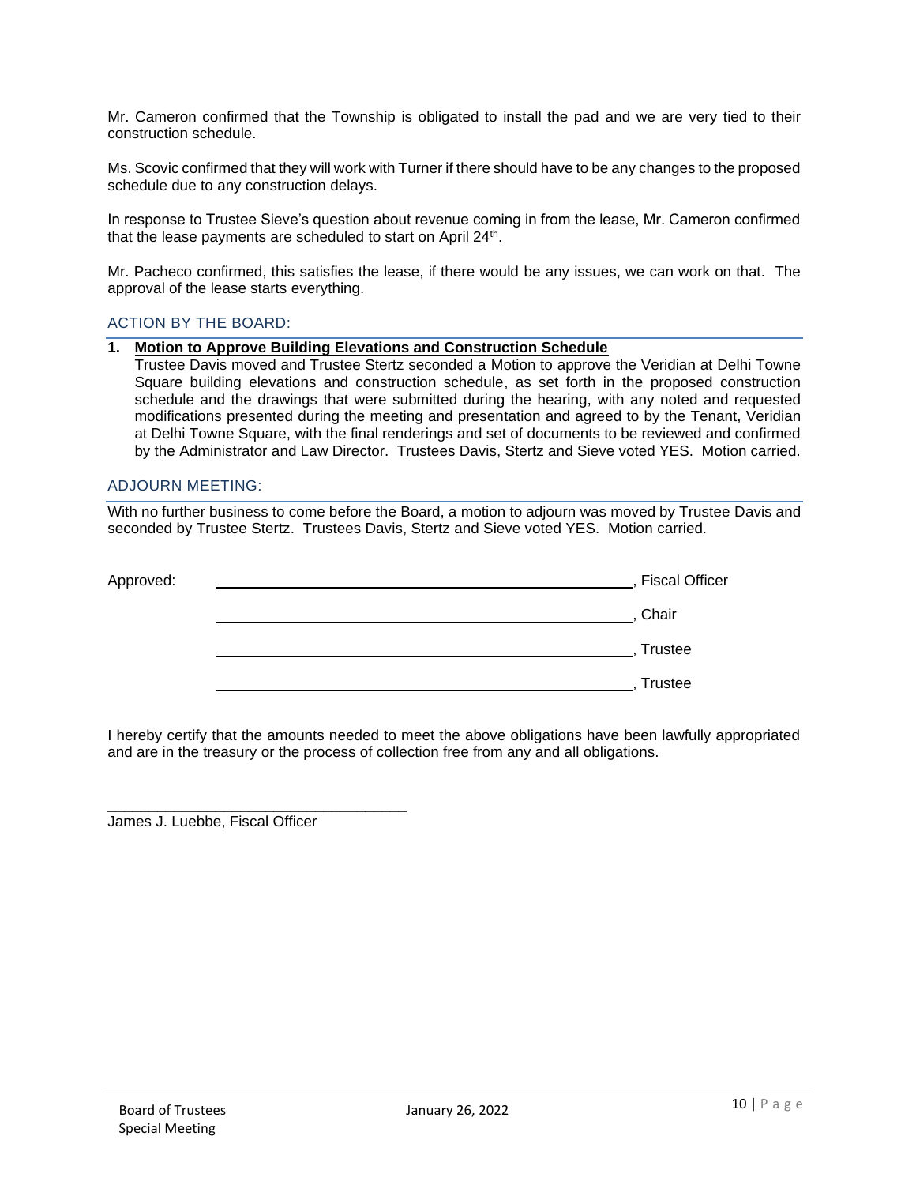Mr. Cameron confirmed that the Township is obligated to install the pad and we are very tied to their construction schedule.

Ms. Scovic confirmed that they will work with Turner if there should have to be any changes to the proposed schedule due to any construction delays.

In response to Trustee Sieve's question about revenue coming in from the lease, Mr. Cameron confirmed that the lease payments are scheduled to start on April 24th.

Mr. Pacheco confirmed, this satisfies the lease, if there would be any issues, we can work on that. The approval of the lease starts everything.

## ACTION BY THE BOARD:

1. **Motion to Approve Building Elevations and Construction Schedule**
   Trustee Davis moved and Trustee Stertz seconded a Motion to approve the Veridian at Delhi Towne Square building elevations and construction schedule, as set forth in the proposed construction schedule and the drawings that were submitted during the hearing, with any noted and requested modifications presented during the meeting and presentation and agreed to by the Tenant, Veridian at Delhi Towne Square, with the final renderings and set of documents to be reviewed and confirmed by the Administrator and Law Director. Trustees Davis, Stertz and Sieve voted YES. Motion carried.

## ADJOURN MEETING:

With no further business to come before the Board, a motion to adjourn was moved by Trustee Davis and seconded by Trustee Stertz. Trustees Davis, Stertz and Sieve voted YES. Motion carried.

Approved: ______________________________, Fiscal Officer

______________________________, Chair

______________________________, Trustee

______________________________, Trustee

I hereby certify that the amounts needed to meet the above obligations have been lawfully appropriated and are in the treasury or the process of collection free from any and all obligations.

______________________________
James J. Luebbe, Fiscal Officer